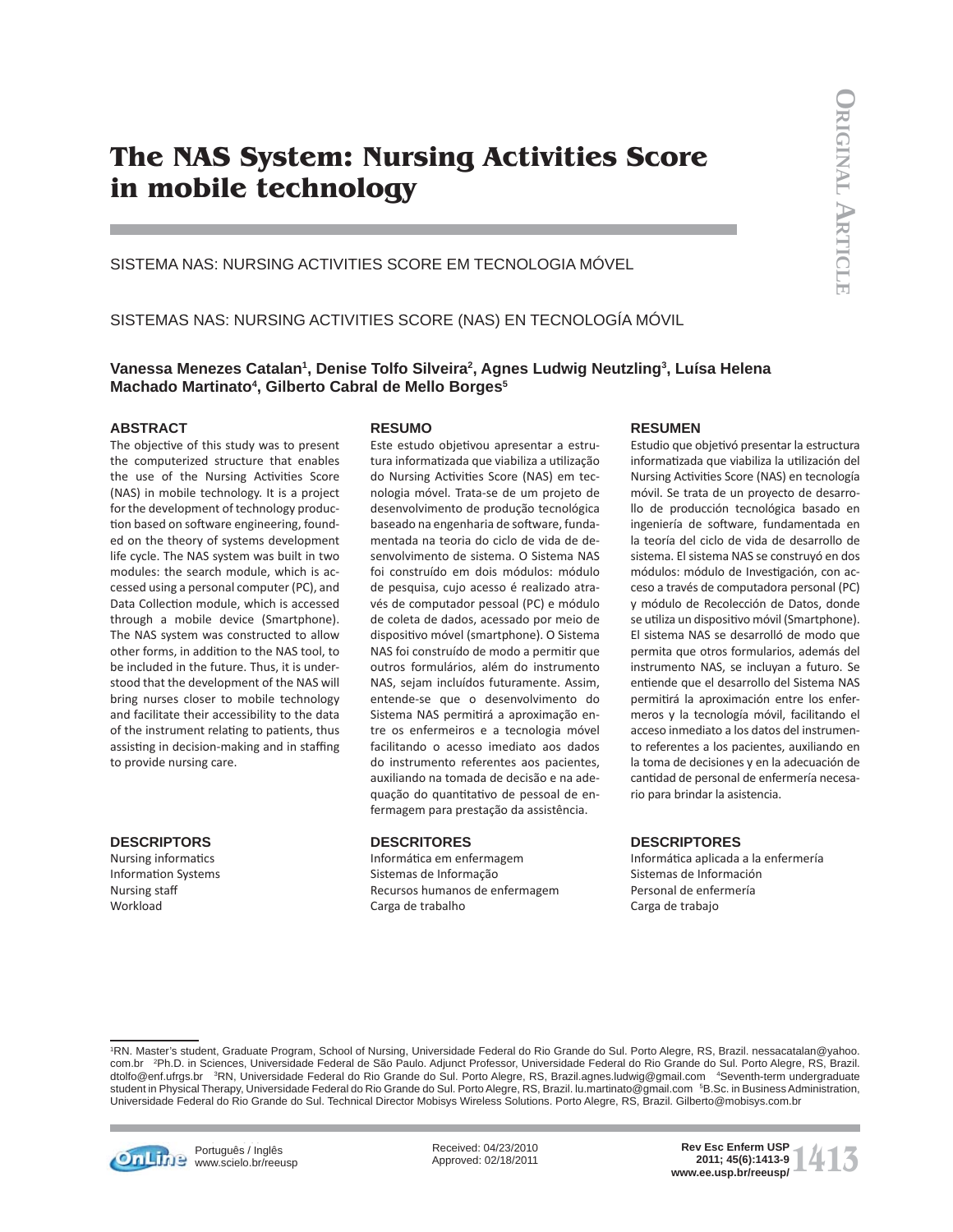# The NAS System: Nursing Activities Score in mobile technology

SISTEMA NAS: NURSING ACTIVITIES SCORE EM TECNOLOGIA MÓVEL

SISTEMAS NAS: NURSING ACTIVITIES SCORE (NAS) EN TECNOLOGÍA MÓVIL

**Vanessa Menezes Catalan[1], Denise Tolfo Silveira[2], Agnes Ludwig Neutzling[3], Luísa Helena Machado Martinato[4], Gilberto Cabral de Mello Borges[5]**

## ABSTRACT

The objective of this study was to present the computerized structure that enables the use of the Nursing Activities Score (NAS) in mobile technology. It is a project for the development of technology production based on software engineering, founded on the theory of systems development life cycle. The NAS system was built in two modules: the search module, which is accessed using a personal computer (PC), and Data Collection module, which is accessed through a mobile device (Smartphone). The NAS system was constructed to allow other forms, in addition to the NAS tool, to be included in the future. Thus, it is understood that the development of the NAS will bring nurses closer to mobile technology and facilitate their accessibility to the data of the instrument relating to patients, thus assisting in decision-making and in staffing to provide nursing care.

## DESCRIPTORS

Nursing informatics
Information Systems
Nursing staff
Workload

## RESUMO

Este estudo objetivou apresentar a estrutura informatizada que viabiliza a utilização do Nursing Activities Score (NAS) em tecnologia móvel. Trata-se de um projeto de desenvolvimento de produção tecnológica baseado na engenharia de software, fundamentada na teoria do ciclo de vida de desenvolvimento de sistema. O Sistema NAS foi construído em dois módulos: módulo de pesquisa, cujo acesso é realizado através de computador pessoal (PC) e módulo de coleta de dados, acessado por meio de dispositivo móvel (smartphone). O Sistema NAS foi construído de modo a permitir que outros formulários, além do instrumento NAS, sejam incluídos futuramente. Assim, entende-se que o desenvolvimento do Sistema NAS permitirá a aproximação entre os enfermeiros e a tecnologia móvel facilitando o acesso imediato aos dados do instrumento referentes aos pacientes, auxiliando na tomada de decisão e na adequação do quantitativo de pessoal de enfermagem para prestação da assistência.

## DESCRITORES

Informática em enfermagem
Sistemas de Informação
Recursos humanos de enfermagem
Carga de trabalho

## RESUMEN

Estudio que objetivó presentar la estructura informatizada que viabiliza la utilización del Nursing Activities Score (NAS) en tecnología móvil. Se trata de un proyecto de desarrollo de producción tecnológica basado en ingeniería de software, fundamentada en la teoría del ciclo de vida de desarrollo de sistema. El sistema NAS se construyó en dos módulos: módulo de Investigación, con acceso a través de computadora personal (PC) y módulo de Recolección de Datos, donde se utiliza un dispositivo móvil (Smartphone). El sistema NAS se desarrolló de modo que permita que otros formularios, además del instrumento NAS, se incluyan a futuro. Se entiende que el desarrollo del Sistema NAS permitirá la aproximación entre los enfermeros y la tecnología móvil, facilitando el acceso inmediato a los datos del instrumento referentes a los pacientes, auxiliando en la toma de decisiones y en la adecuación de cantidad de personal de enfermería necesario para brindar la asistencia.

## DESCRIPTORES

Informática aplicada a la enfermería
Sistemas de Información
Personal de enfermería
Carga de trabajo

---

[1]RN. Master's student, Graduate Program, School of Nursing, Universidade Federal do Rio Grande do Sul. Porto Alegre, RS, Brazil. nessacatalan@yahoo.com.br [2]Ph.D. in Sciences, Universidade Federal de São Paulo. Adjunct Professor, Universidade Federal do Rio Grande do Sul. Porto Alegre, RS, Brazil. dtolfo@enf.ufrgs.br [3]RN, Universidade Federal do Rio Grande do Sul. Porto Alegre, RS, Brazil.agnes.ludwig@gmail.com [4]Seventh-term undergraduate student in Physical Therapy, Universidade Federal do Rio Grande do Sul. Porto Alegre, RS, Brazil. lu.martinato@gmail.com [5]B.Sc. in Business Administration, Universidade Federal do Rio Grande do Sul. Technical Director Mobisys Wireless Solutions. Porto Alegre, RS, Brazil. Gilberto@mobisys.com.br

Received: 04/23/2010
Approved: 02/18/2011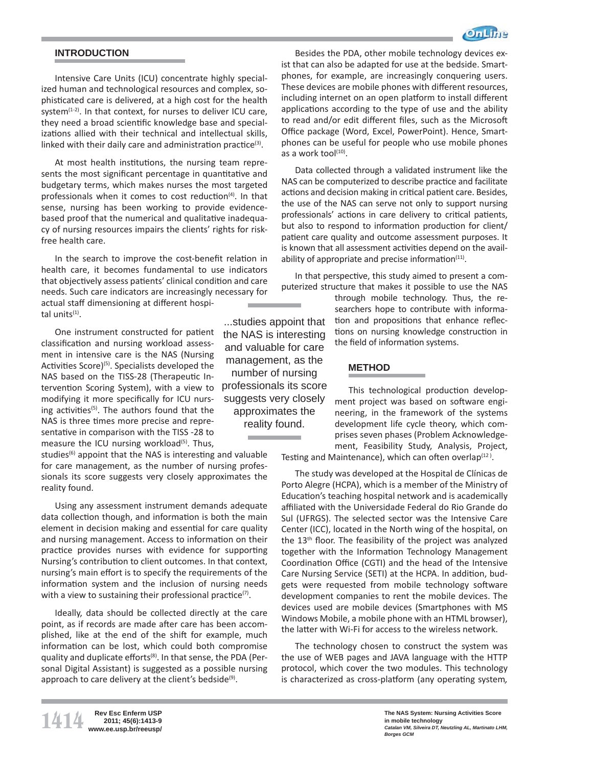## INTRODUCTION

Intensive Care Units (ICU) concentrate highly specialized human and technological resources and complex, sophisticated care is delivered, at a high cost for the health system[1-2]. In that context, for nurses to deliver ICU care, they need a broad scientific knowledge base and specializations allied with their technical and intellectual skills, linked with their daily care and administration practice[3].

At most health institutions, the nursing team represents the most significant percentage in quantitative and budgetary terms, which makes nurses the most targeted professionals when it comes to cost reduction[4]. In that sense, nursing has been working to provide evidence-based proof that the numerical and qualitative inadequacy of nursing resources impairs the clients' rights for risk-free health care.

In the search to improve the cost-benefit relation in health care, it becomes fundamental to use indicators that objectively assess patients' clinical condition and care needs. Such care indicators are increasingly necessary for actual staff dimensioning at different hospital units[1].

One instrument constructed for patient classification and nursing workload assessment in intensive care is the NAS (Nursing Activities Score)[5]. Specialists developed the NAS based on the TISS-28 (Therapeutic Intervention Scoring System), with a view to modifying it more specifically for ICU nursing activities[5]. The authors found that the NAS is three times more precise and representative in comparison with the TISS -28 to measure the ICU nursing workload[5]. Thus, studies[6] appoint that the NAS is interesting and valuable for care management, as the number of nursing professionals its score suggests very closely approximates the reality found.

> ...studies appoint that the NAS is interesting and valuable for care management, as the number of nursing professionals its score suggests very closely approximates the reality found.

Using any assessment instrument demands adequate data collection though, and information is both the main element in decision making and essential for care quality and nursing management. Access to information on their practice provides nurses with evidence for supporting Nursing's contribution to client outcomes. In that context, nursing's main effort is to specify the requirements of the information system and the inclusion of nursing needs with a view to sustaining their professional practice[7].

Ideally, data should be collected directly at the care point, as if records are made after care has been accomplished, like at the end of the shift for example, much information can be lost, which could both compromise quality and duplicate efforts[8]. In that sense, the PDA (Personal Digital Assistant) is suggested as a possible nursing approach to care delivery at the client's bedside[9].

Besides the PDA, other mobile technology devices exist that can also be adapted for use at the bedside. Smartphones, for example, are increasingly conquering users. These devices are mobile phones with different resources, including internet on an open platform to install different applications according to the type of use and the ability to read and/or edit different files, such as the Microsoft Office package (Word, Excel, PowerPoint). Hence, Smartphones can be useful for people who use mobile phones as a work tool[10].

Data collected through a validated instrument like the NAS can be computerized to describe practice and facilitate actions and decision making in critical patient care. Besides, the use of the NAS can serve not only to support nursing professionals' actions in care delivery to critical patients, but also to respond to information production for client/patient care quality and outcome assessment purposes. It is known that all assessment activities depend on the availability of appropriate and precise information[11].

In that perspective, this study aimed to present a computerized structure that makes it possible to use the NAS through mobile technology. Thus, the researchers hope to contribute with information and propositions that enhance reflections on nursing knowledge construction in the field of information systems.

## METHOD

This technological production development project was based on software engineering, in the framework of the systems development life cycle theory, which comprises seven phases (Problem Acknowledgement, Feasibility Study, Analysis, Project, Testing and Maintenance), which can often overlap[12].

The study was developed at the Hospital de Clínicas de Porto Alegre (HCPA), which is a member of the Ministry of Education's teaching hospital network and is academically affiliated with the Universidade Federal do Rio Grande do Sul (UFRGS). The selected sector was the Intensive Care Center (ICC), located in the North wing of the hospital, on the 13th floor. The feasibility of the project was analyzed together with the Information Technology Management Coordination Office (CGTI) and the head of the Intensive Care Nursing Service (SETI) at the HCPA. In addition, budgets were requested from mobile technology software development companies to rent the mobile devices. The devices used are mobile devices (Smartphones with MS Windows Mobile, a mobile phone with an HTML browser), the latter with Wi-Fi for access to the wireless network.

The technology chosen to construct the system was the use of WEB pages and JAVA language with the HTTP protocol, which cover the two modules. This technology is characterized as cross-platform (any operating system,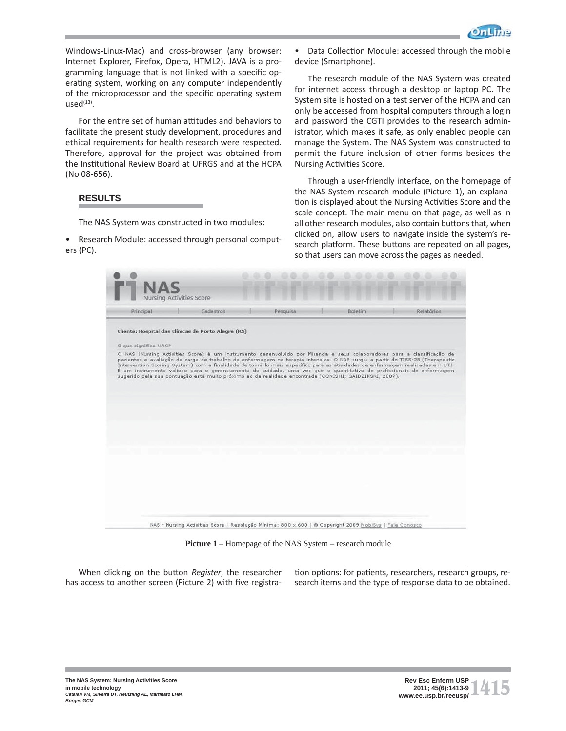Windows-Linux-Mac) and cross-browser (any browser: Internet Explorer, Firefox, Opera, HTML2). JAVA is a programming language that is not linked with a specific operating system, working on any computer independently of the microprocessor and the specific operating system used[13].

For the entire set of human attitudes and behaviors to facilitate the present study development, procedures and ethical requirements for health research were respected. Therefore, approval for the project was obtained from the Institutional Review Board at UFRGS and at the HCPA (No 08-656).

## RESULTS

The NAS System was constructed in two modules:

- Research Module: accessed through personal computers (PC).
- Data Collection Module: accessed through the mobile device (Smartphone).

The research module of the NAS System was created for internet access through a desktop or laptop PC. The System site is hosted on a test server of the HCPA and can only be accessed from hospital computers through a login and password the CGTI provides to the research administrator, which makes it safe, as only enabled people can manage the System. The NAS System was constructed to permit the future inclusion of other forms besides the Nursing Activities Score.

Through a user-friendly interface, on the homepage of the NAS System research module (Picture 1), an explanation is displayed about the Nursing Activities Score and the scale concept. The main menu on that page, as well as in all other research modules, also contain buttons that, when clicked on, allow users to navigate inside the system's research platform. These buttons are repeated on all pages, so that users can move across the pages as needed.

**Picture 1** – Homepage of the NAS System – research module

When clicking on the button *Register*, the researcher has access to another screen (Picture 2) with five registration options: for patients, researchers, research groups, research items and the type of response data to be obtained.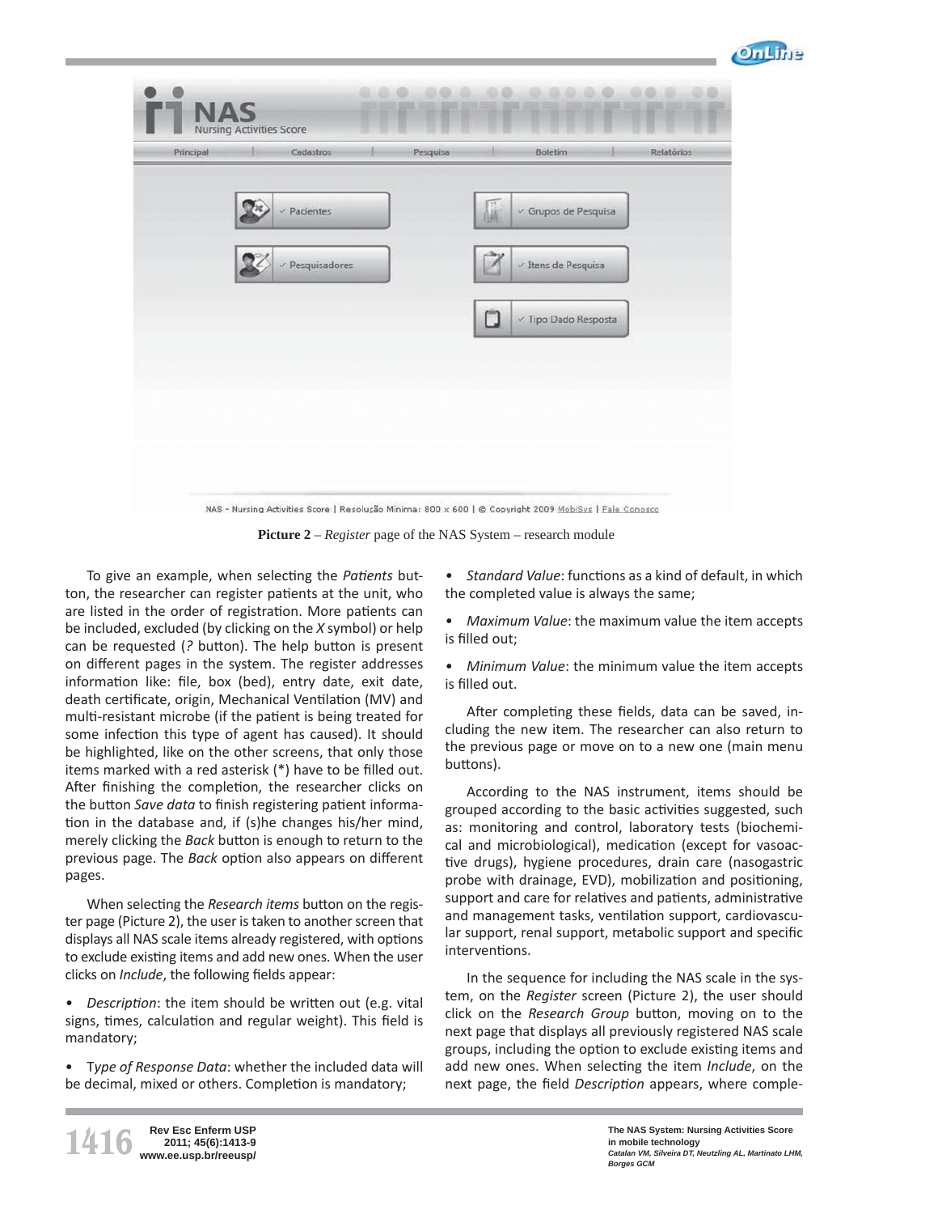**Picture 2** – *Register* page of the NAS System – research module

To give an example, when selecting the *Patients* button, the researcher can register patients at the unit, who are listed in the order of registration. More patients can be included, excluded (by clicking on the *X* symbol) or help can be requested (*?* button). The help button is present on different pages in the system. The register addresses information like: file, box (bed), entry date, exit date, death certificate, origin, Mechanical Ventilation (MV) and multi-resistant microbe (if the patient is being treated for some infection this type of agent has caused). It should be highlighted, like on the other screens, that only those items marked with a red asterisk (*) have to be filled out. After finishing the completion, the researcher clicks on the button *Save data* to finish registering patient information in the database and, if (s)he changes his/her mind, merely clicking the *Back* button is enough to return to the previous page. The *Back* option also appears on different pages.

When selecting the *Research items* button on the register page (Picture 2), the user is taken to another screen that displays all NAS scale items already registered, with options to exclude existing items and add new ones. When the user clicks on *Include*, the following fields appear:

- *Description*: the item should be written out (e.g. vital signs, times, calculation and regular weight). This field is mandatory;
- T*ype of Response Data*: whether the included data will be decimal, mixed or others. Completion is mandatory;
- *Standard Value*: functions as a kind of default, in which the completed value is always the same;
- *Maximum Value*: the maximum value the item accepts is filled out;
- *Minimum Value*: the minimum value the item accepts is filled out.

After completing these fields, data can be saved, including the new item. The researcher can also return to the previous page or move on to a new one (main menu buttons).

According to the NAS instrument, items should be grouped according to the basic activities suggested, such as: monitoring and control, laboratory tests (biochemical and microbiological), medication (except for vasoactive drugs), hygiene procedures, drain care (nasogastric probe with drainage, EVD), mobilization and positioning, support and care for relatives and patients, administrative and management tasks, ventilation support, cardiovascular support, renal support, metabolic support and specific interventions.

In the sequence for including the NAS scale in the system, on the *Register* screen (Picture 2), the user should click on the *Research Group* button, moving on to the next page that displays all previously registered NAS scale groups, including the option to exclude existing items and add new ones. When selecting the item *Include*, on the next page, the field *Description* appears, where comple-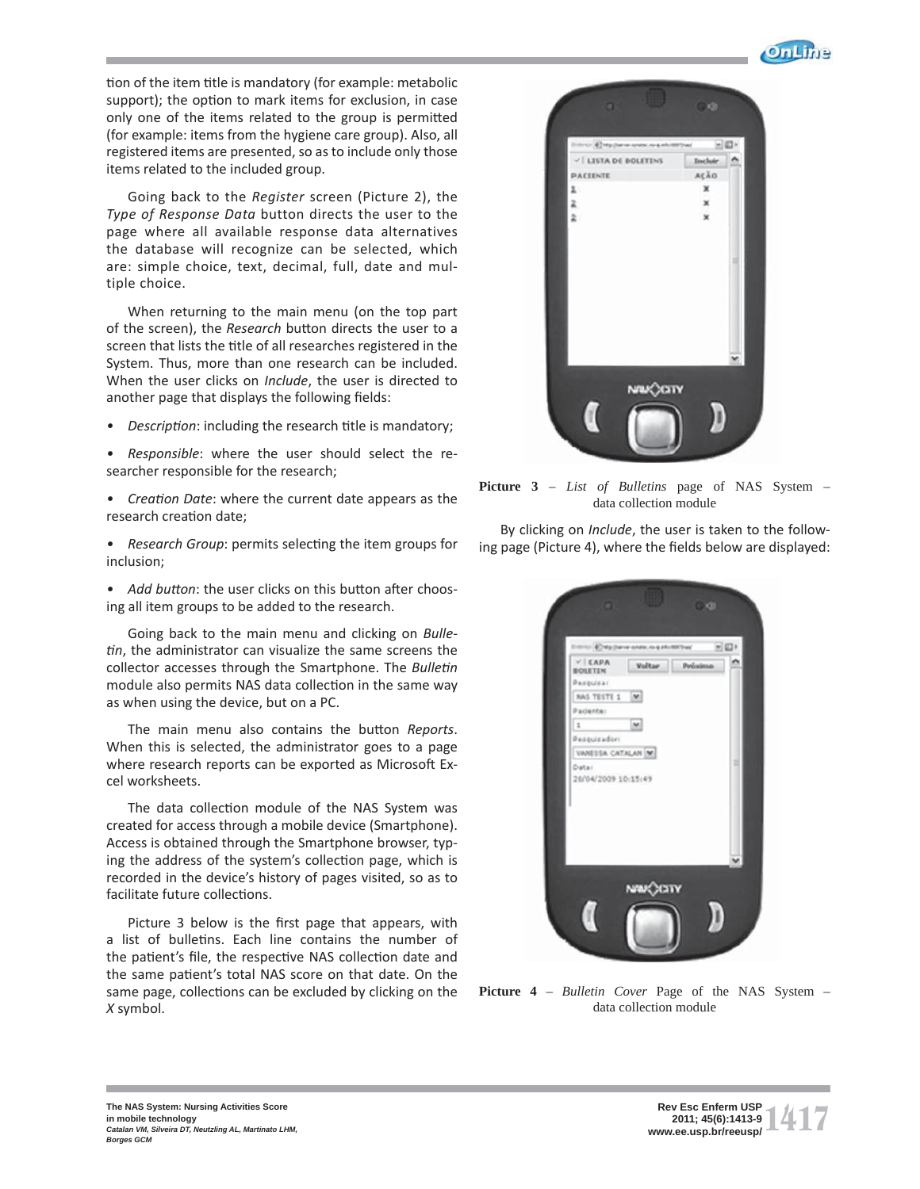tion of the item title is mandatory (for example: metabolic support); the option to mark items for exclusion, in case only one of the items related to the group is permitted (for example: items from the hygiene care group). Also, all registered items are presented, so as to include only those items related to the included group.

Going back to the *Register* screen (Picture 2), the *Type of Response Data* button directs the user to the page where all available response data alternatives the database will recognize can be selected, which are: simple choice, text, decimal, full, date and multiple choice.

When returning to the main menu (on the top part of the screen), the *Research* button directs the user to a screen that lists the title of all researches registered in the System. Thus, more than one research can be included. When the user clicks on *Include*, the user is directed to another page that displays the following fields:

- *Description*: including the research title is mandatory;
- *Responsible*: where the user should select the researcher responsible for the research;
- *Creation Date*: where the current date appears as the research creation date;
- *Research Group*: permits selecting the item groups for inclusion;
- *Add button*: the user clicks on this button after choosing all item groups to be added to the research.

Going back to the main menu and clicking on *Bulletin*, the administrator can visualize the same screens the collector accesses through the Smartphone. The *Bulletin* module also permits NAS data collection in the same way as when using the device, but on a PC.

The main menu also contains the button *Reports*. When this is selected, the administrator goes to a page where research reports can be exported as Microsoft Excel worksheets.

The data collection module of the NAS System was created for access through a mobile device (Smartphone). Access is obtained through the Smartphone browser, typing the address of the system's collection page, which is recorded in the device's history of pages visited, so as to facilitate future collections.

Picture 3 below is the first page that appears, with a list of bulletins. Each line contains the number of the patient's file, the respective NAS collection date and the same patient's total NAS score on that date. On the same page, collections can be excluded by clicking on the *X* symbol.

**Picture 3** – *List of Bulletins* page of NAS System – data collection module

By clicking on *Include*, the user is taken to the following page (Picture 4), where the fields below are displayed:

**Picture 4** – *Bulletin Cover* Page of the NAS System – data collection module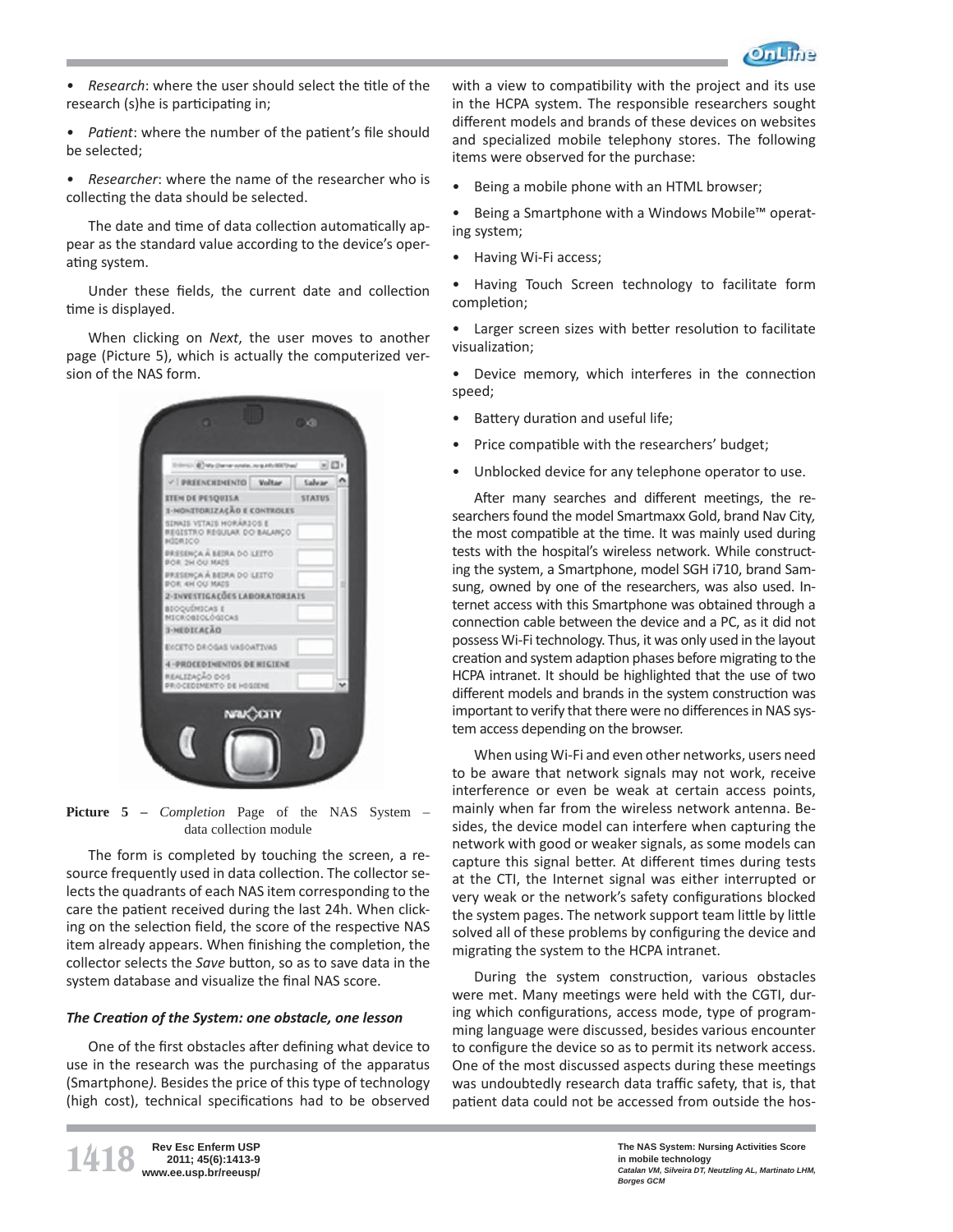- *Research*: where the user should select the title of the research (s)he is participating in;
- *Patient*: where the number of the patient's file should be selected;
- *Researcher*: where the name of the researcher who is collecting the data should be selected.

The date and time of data collection automatically appear as the standard value according to the device's operating system.

Under these fields, the current date and collection time is displayed.

When clicking on *Next*, the user moves to another page (Picture 5), which is actually the computerized version of the NAS form.

**Picture 5 –** *Completion* Page of the NAS System – data collection module

The form is completed by touching the screen, a resource frequently used in data collection. The collector selects the quadrants of each NAS item corresponding to the care the patient received during the last 24h. When clicking on the selection field, the score of the respective NAS item already appears. When finishing the completion, the collector selects the *Save* button, so as to save data in the system database and visualize the final NAS score.

### *The Creation of the System: one obstacle, one lesson*

One of the first obstacles after defining what device to use in the research was the purchasing of the apparatus (Smartphone*).* Besides the price of this type of technology (high cost), technical specifications had to be observed with a view to compatibility with the project and its use in the HCPA system. The responsible researchers sought different models and brands of these devices on websites and specialized mobile telephony stores. The following items were observed for the purchase:

- Being a mobile phone with an HTML browser;
- Being a Smartphone with a Windows Mobile™ operating system;
- Having Wi-Fi access;
- Having Touch Screen technology to facilitate form completion;
- Larger screen sizes with better resolution to facilitate visualization;
- Device memory, which interferes in the connection speed;
- Battery duration and useful life;
- Price compatible with the researchers' budget;
- Unblocked device for any telephone operator to use.

After many searches and different meetings, the researchers found the model Smartmaxx Gold, brand Nav City, the most compatible at the time. It was mainly used during tests with the hospital's wireless network. While constructing the system, a Smartphone, model SGH i710, brand Samsung, owned by one of the researchers, was also used. Internet access with this Smartphone was obtained through a connection cable between the device and a PC, as it did not possess Wi-Fi technology. Thus, it was only used in the layout creation and system adaption phases before migrating to the HCPA intranet. It should be highlighted that the use of two different models and brands in the system construction was important to verify that there were no differences in NAS system access depending on the browser.

When using Wi-Fi and even other networks, users need to be aware that network signals may not work, receive interference or even be weak at certain access points, mainly when far from the wireless network antenna. Besides, the device model can interfere when capturing the network with good or weaker signals, as some models can capture this signal better. At different times during tests at the CTI, the Internet signal was either interrupted or very weak or the network's safety configurations blocked the system pages. The network support team little by little solved all of these problems by configuring the device and migrating the system to the HCPA intranet.

During the system construction, various obstacles were met. Many meetings were held with the CGTI, during which configurations, access mode, type of programming language were discussed, besides various encounter to configure the device so as to permit its network access. One of the most discussed aspects during these meetings was undoubtedly research data traffic safety, that is, that patient data could not be accessed from outside the hos-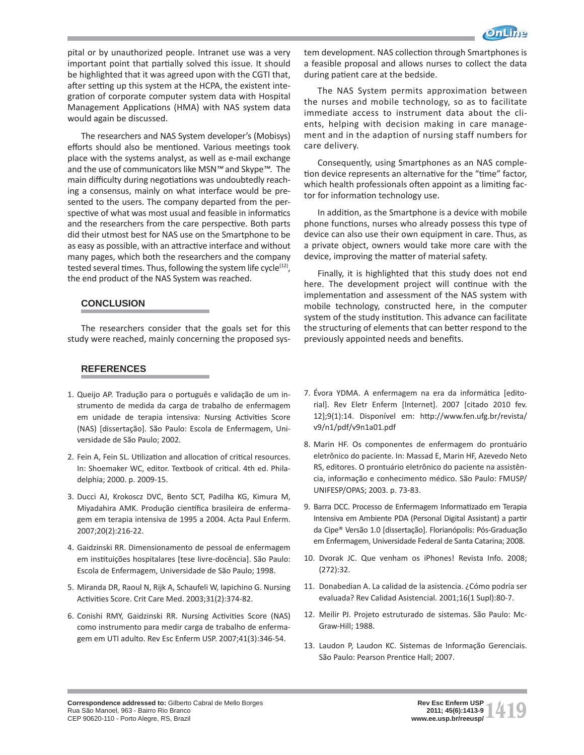pital or by unauthorized people. Intranet use was a very important point that partially solved this issue. It should be highlighted that it was agreed upon with the CGTI that, after setting up this system at the HCPA, the existent integration of corporate computer system data with Hospital Management Applications (HMA) with NAS system data would again be discussed.

The researchers and NAS System developer's (Mobisys) efforts should also be mentioned. Various meetings took place with the systems analyst, as well as e-mail exchange and the use of communicators like MSN™ and Skype™. The main difficulty during negotiations was undoubtedly reaching a consensus, mainly on what interface would be presented to the users. The company departed from the perspective of what was most usual and feasible in informatics and the researchers from the care perspective. Both parts did their utmost best for NAS use on the Smartphone to be as easy as possible, with an attractive interface and without many pages, which both the researchers and the company tested several times. Thus, following the system life cycle[12], the end product of the NAS System was reached.

## CONCLUSION

The researchers consider that the goals set for this study were reached, mainly concerning the proposed system development. NAS collection through Smartphones is a feasible proposal and allows nurses to collect the data during patient care at the bedside.

The NAS System permits approximation between the nurses and mobile technology, so as to facilitate immediate access to instrument data about the clients, helping with decision making in care management and in the adaption of nursing staff numbers for care delivery.

Consequently, using Smartphones as an NAS completion device represents an alternative for the "time" factor, which health professionals often appoint as a limiting factor for information technology use.

In addition, as the Smartphone is a device with mobile phone functions, nurses who already possess this type of device can also use their own equipment in care. Thus, as a private object, owners would take more care with the device, improving the matter of material safety.

Finally, it is highlighted that this study does not end here. The development project will continue with the implementation and assessment of the NAS system with mobile technology, constructed here, in the computer system of the study institution. This advance can facilitate the structuring of elements that can better respond to the previously appointed needs and benefits.

## REFERENCES

1. Queijo AP. Tradução para o português e validação de um instrumento de medida da carga de trabalho de enfermagem em unidade de terapia intensiva: Nursing Activities Score (NAS) [dissertação]. São Paulo: Escola de Enfermagem, Universidade de São Paulo; 2002.
2. Fein A, Fein SL. Utilization and allocation of critical resources. In: Shoemaker WC, editor. Textbook of critical. 4th ed. Philadelphia; 2000. p. 2009-15.
3. Ducci AJ, Krokoscz DVC, Bento SCT, Padilha KG, Kimura M, Miyadahira AMK. Produção científica brasileira de enfermagem em terapia intensiva de 1995 a 2004. Acta Paul Enferm. 2007;20(2):216-22.
4. Gaidzinski RR. Dimensionamento de pessoal de enfermagem em instituições hospitalares [tese livre-docência]. São Paulo: Escola de Enfermagem, Universidade de São Paulo; 1998.
5. Miranda DR, Raoul N, Rijk A, Schaufeli W, Iapichino G. Nursing Activities Score. Crit Care Med. 2003;31(2):374-82.
6. Conishi RMY, Gaidzinski RR. Nursing Activities Score (NAS) como instrumento para medir carga de trabalho de enfermagem em UTI adulto. Rev Esc Enferm USP. 2007;41(3):346-54.
7. Évora YDMA. A enfermagem na era da informática [editorial]. Rev Eletr Enferm [Internet]. 2007 [citado 2010 fev. 12];9(1):14. Disponível em: http://www.fen.ufg.br/revista/v9/n1/pdf/v9n1a01.pdf
8. Marin HF. Os componentes de enfermagem do prontuário eletrônico do paciente. In: Massad E, Marin HF, Azevedo Neto RS, editores. O prontuário eletrônico do paciente na assistência, informação e conhecimento médico. São Paulo: FMUSP/UNIFESP/OPAS; 2003. p. 73-83.
9. Barra DCC. Processo de Enfermagem Informatizado em Terapia Intensiva em Ambiente PDA (Personal Digital Assistant) a partir da Cipe® Versão 1.0 [dissertação]. Florianópolis: Pós-Graduação em Enfermagem, Universidade Federal de Santa Catarina; 2008.
10. Dvorak JC. Que venham os iPhones! Revista Info. 2008;(272):32.
11. Donabedian A. La calidad de la asistencia. ¿Cómo podría ser evaluada? Rev Calidad Asistencial. 2001;16(1 Supl):80-7.
12. Meilir PJ. Projeto estruturado de sistemas. São Paulo: McGraw-Hill; 1988.
13. Laudon P, Laudon KC. Sistemas de Informação Gerenciais. São Paulo: Pearson Prentice Hall; 2007.

**Correspondence addressed to:** Gilberto Cabral de Mello Borges
Rua São Manoel, 963 - Bairro Rio Branco
CEP 90620-110 - Porto Alegre, RS, Brazil